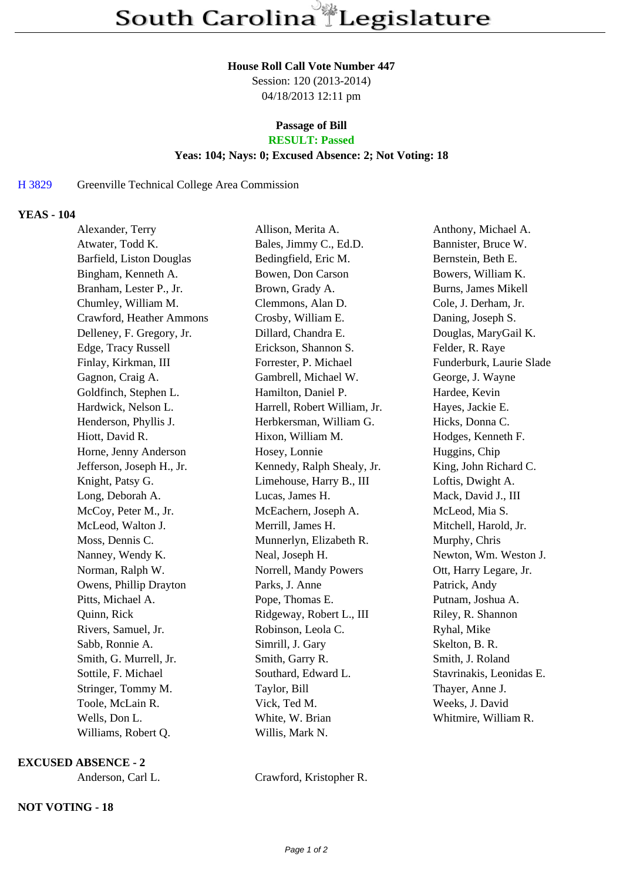# South Carolina Legislature

**House Roll Call Vote Number 447**
Session: 120 (2013-2014)
04/18/2013 12:11 pm

**Passage of Bill**
**RESULT: Passed**
**Yeas: 104; Nays: 0; Excused Absence: 2; Not Voting: 18**

H 3829 Greenville Technical College Area Commission

## YEAS - 104

| | | |
|---|---|---|
| Alexander, Terry | Allison, Merita A. | Anthony, Michael A. |
| Atwater, Todd K. | Bales, Jimmy C., Ed.D. | Bannister, Bruce W. |
| Barfield, Liston Douglas | Bedingfield, Eric M. | Bernstein, Beth E. |
| Bingham, Kenneth A. | Bowen, Don Carson | Bowers, William K. |
| Branham, Lester P., Jr. | Brown, Grady A. | Burns, James Mikell |
| Chumley, William M. | Clemmons, Alan D. | Cole, J. Derham, Jr. |
| Crawford, Heather Ammons | Crosby, William E. | Daning, Joseph S. |
| Delleney, F. Gregory, Jr. | Dillard, Chandra E. | Douglas, MaryGail K. |
| Edge, Tracy Russell | Erickson, Shannon S. | Felder, R. Raye |
| Finlay, Kirkman, III | Forrester, P. Michael | Funderburk, Laurie Slade |
| Gagnon, Craig A. | Gambrell, Michael W. | George, J. Wayne |
| Goldfinch, Stephen L. | Hamilton, Daniel P. | Hardee, Kevin |
| Hardwick, Nelson L. | Harrell, Robert William, Jr. | Hayes, Jackie E. |
| Henderson, Phyllis J. | Herbkersman, William G. | Hicks, Donna C. |
| Hiott, David R. | Hixon, William M. | Hodges, Kenneth F. |
| Horne, Jenny Anderson | Hosey, Lonnie | Huggins, Chip |
| Jefferson, Joseph H., Jr. | Kennedy, Ralph Shealy, Jr. | King, John Richard C. |
| Knight, Patsy G. | Limehouse, Harry B., III | Loftis, Dwight A. |
| Long, Deborah A. | Lucas, James H. | Mack, David J., III |
| McCoy, Peter M., Jr. | McEachern, Joseph A. | McLeod, Mia S. |
| McLeod, Walton J. | Merrill, James H. | Mitchell, Harold, Jr. |
| Moss, Dennis C. | Munnerlyn, Elizabeth R. | Murphy, Chris |
| Nanney, Wendy K. | Neal, Joseph H. | Newton, Wm. Weston J. |
| Norman, Ralph W. | Norrell, Mandy Powers | Ott, Harry Legare, Jr. |
| Owens, Phillip Drayton | Parks, J. Anne | Patrick, Andy |
| Pitts, Michael A. | Pope, Thomas E. | Putnam, Joshua A. |
| Quinn, Rick | Ridgeway, Robert L., III | Riley, R. Shannon |
| Rivers, Samuel, Jr. | Robinson, Leola C. | Ryhal, Mike |
| Sabb, Ronnie A. | Simrill, J. Gary | Skelton, B. R. |
| Smith, G. Murrell, Jr. | Smith, Garry R. | Smith, J. Roland |
| Sottile, F. Michael | Southard, Edward L. | Stavrinakis, Leonidas E. |
| Stringer, Tommy M. | Taylor, Bill | Thayer, Anne J. |
| Toole, McLain R. | Vick, Ted M. | Weeks, J. David |
| Wells, Don L. | White, W. Brian | Whitmire, William R. |
| Williams, Robert Q. | Willis, Mark N. | |

## EXCUSED ABSENCE - 2

| | |
|---|---|
| Anderson, Carl L. | Crawford, Kristopher R. |

## NOT VOTING - 18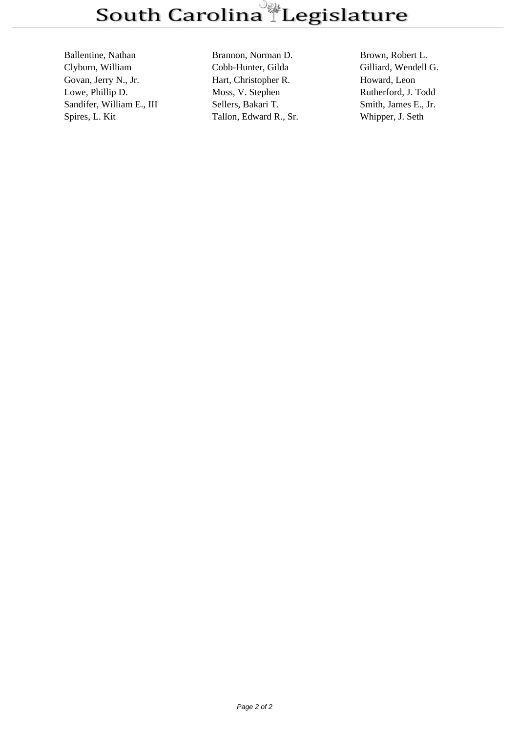| | | |
|---|---|---|
| Ballentine, Nathan | Brannon, Norman D. | Brown, Robert L. |
| Clyburn, William | Cobb-Hunter, Gilda | Gilliard, Wendell G. |
| Govan, Jerry N., Jr. | Hart, Christopher R. | Howard, Leon |
| Lowe, Phillip D. | Moss, V. Stephen | Rutherford, J. Todd |
| Sandifer, William E., III | Sellers, Bakari T. | Smith, James E., Jr. |
| Spires, L. Kit | Tallon, Edward R., Sr. | Whipper, J. Seth |